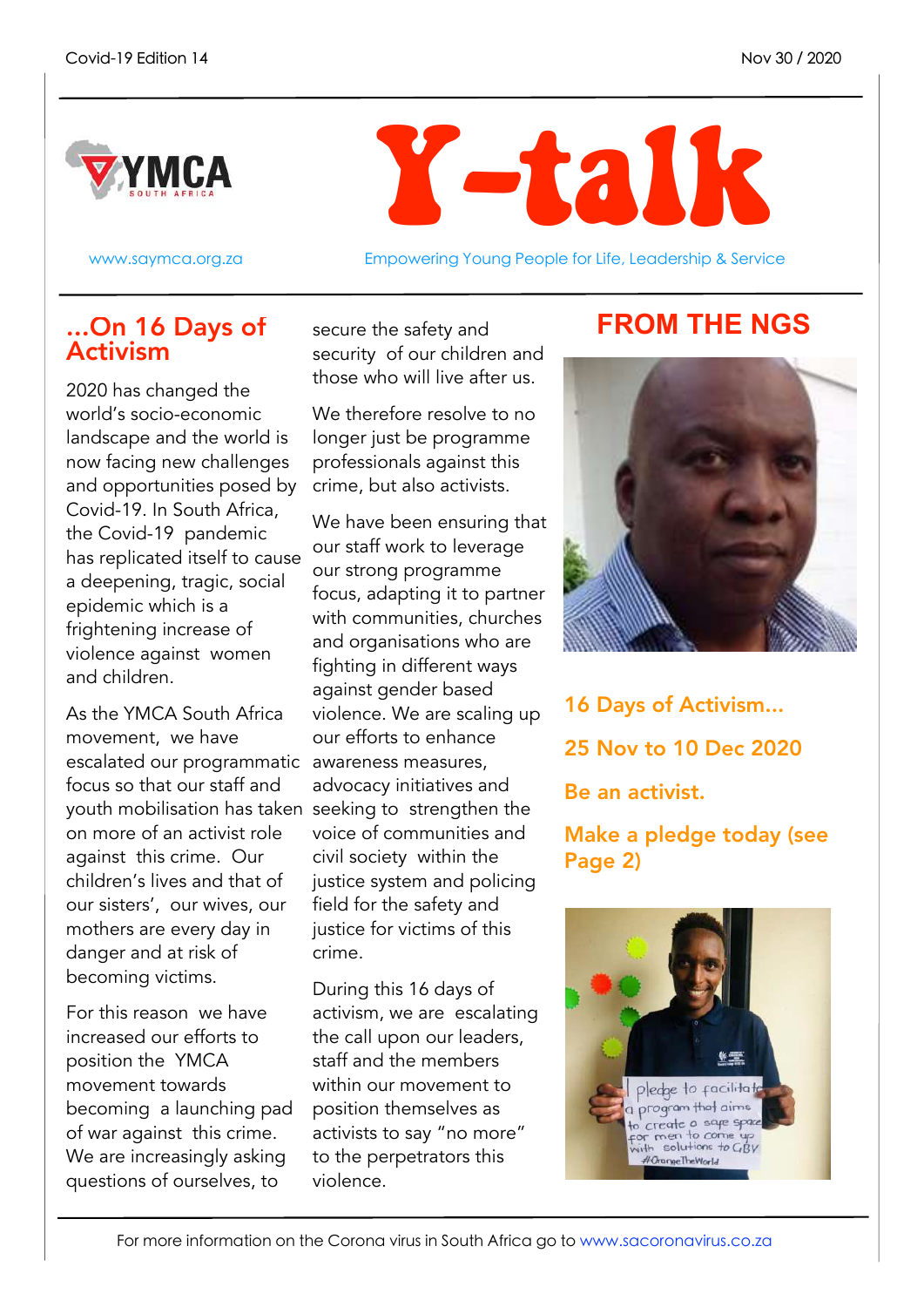Covid-19 Edition 14

Nov 30 / 2020

# Y-talk

www.saymca.org.za

Empowering Young People for Life, Leadership & Service

## ...On 16 Days of Activism

2020 has changed the world's socio-economic landscape and the world is now facing new challenges and opportunities posed by Covid-19. In South Africa, the Covid-19 pandemic has replicated itself to cause a deepening, tragic, social epidemic which is a frightening increase of violence against women and children.

As the YMCA South Africa movement, we have escalated our programmatic focus so that our staff and youth mobilisation has taken on more of an activist role against this crime. Our children's lives and that of our sisters', our wives, our mothers are every day in danger and at risk of becoming victims.

For this reason we have increased our efforts to position the YMCA movement towards becoming a launching pad of war against this crime. We are increasingly asking questions of ourselves, to secure the safety and security of our children and those who will live after us.

We therefore resolve to no longer just be programme professionals against this crime, but also activists.

We have been ensuring that our staff work to leverage our strong programme focus, adapting it to partner with communities, churches and organisations who are fighting in different ways against gender based violence. We are scaling up our efforts to enhance awareness measures, advocacy initiatives and seeking to strengthen the voice of communities and civil society within the justice system and policing field for the safety and justice for victims of this crime.

During this 16 days of activism, we are escalating the call upon our leaders, staff and the members within our movement to position themselves as activists to say "no more" to the perpetrators this violence.

## FROM THE NGS

**16 Days of Activism...**

**25 Nov to 10 Dec 2020**

**Be an activist.**

**Make a pledge today (see Page 2)**

pledge to facilitate a program that aims to create a safe space for men to come up with solutions to GBV #OrangeTheWorld

For more information on the Corona virus in South Africa go to www.sacoronavirus.co.za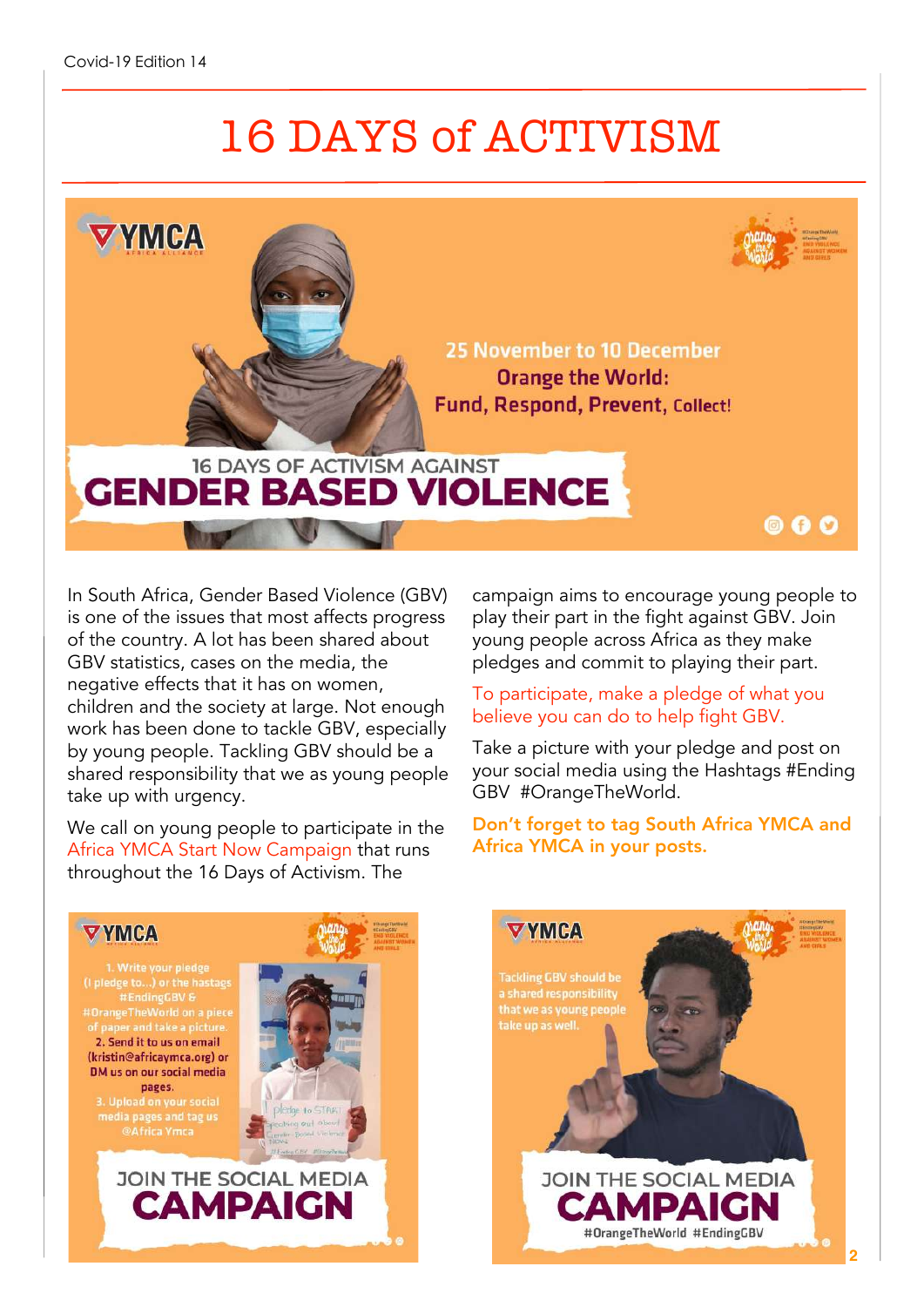# 16 DAYS of ACTIVISM

25 November to 10 December

Orange the World:

Fund, Respond, Prevent, Collect!

16 DAYS OF ACTIVISM AGAINST

GENDER BASED VIOLENCE

In South Africa, Gender Based Violence (GBV) is one of the issues that most affects progress of the country. A lot has been shared about GBV statistics, cases on the media, the negative effects that it has on women, children and the society at large. Not enough work has been done to tackle GBV, especially by young people. Tackling GBV should be a shared responsibility that we as young people take up with urgency.

We call on young people to participate in the Africa YMCA Start Now Campaign that runs throughout the 16 Days of Activism. The campaign aims to encourage young people to play their part in the fight against GBV. Join young people across Africa as they make pledges and commit to playing their part.

To participate, make a pledge of what you believe you can do to help fight GBV.

Take a picture with your pledge and post on your social media using the Hashtags #Ending GBV #OrangeTheWorld.

**Don't forget to tag South Africa YMCA and Africa YMCA in your posts.**

1. Write your pledge (I pledge to...) or the hastags #EndingGBV & #OrangeTheWorld on a piece of paper and take a picture.
2. Send it to us on email (kristin@africaymca.org) or DM us on our social media pages.
3. Upload on your social media pages and tag us @Africa Ymca

JOIN THE SOCIAL MEDIA CAMPAIGN

Tackling GBV should be a shared responsibility that we as young people take up as well.

JOIN THE SOCIAL MEDIA CAMPAIGN

#OrangeTheWorld #EndingGBV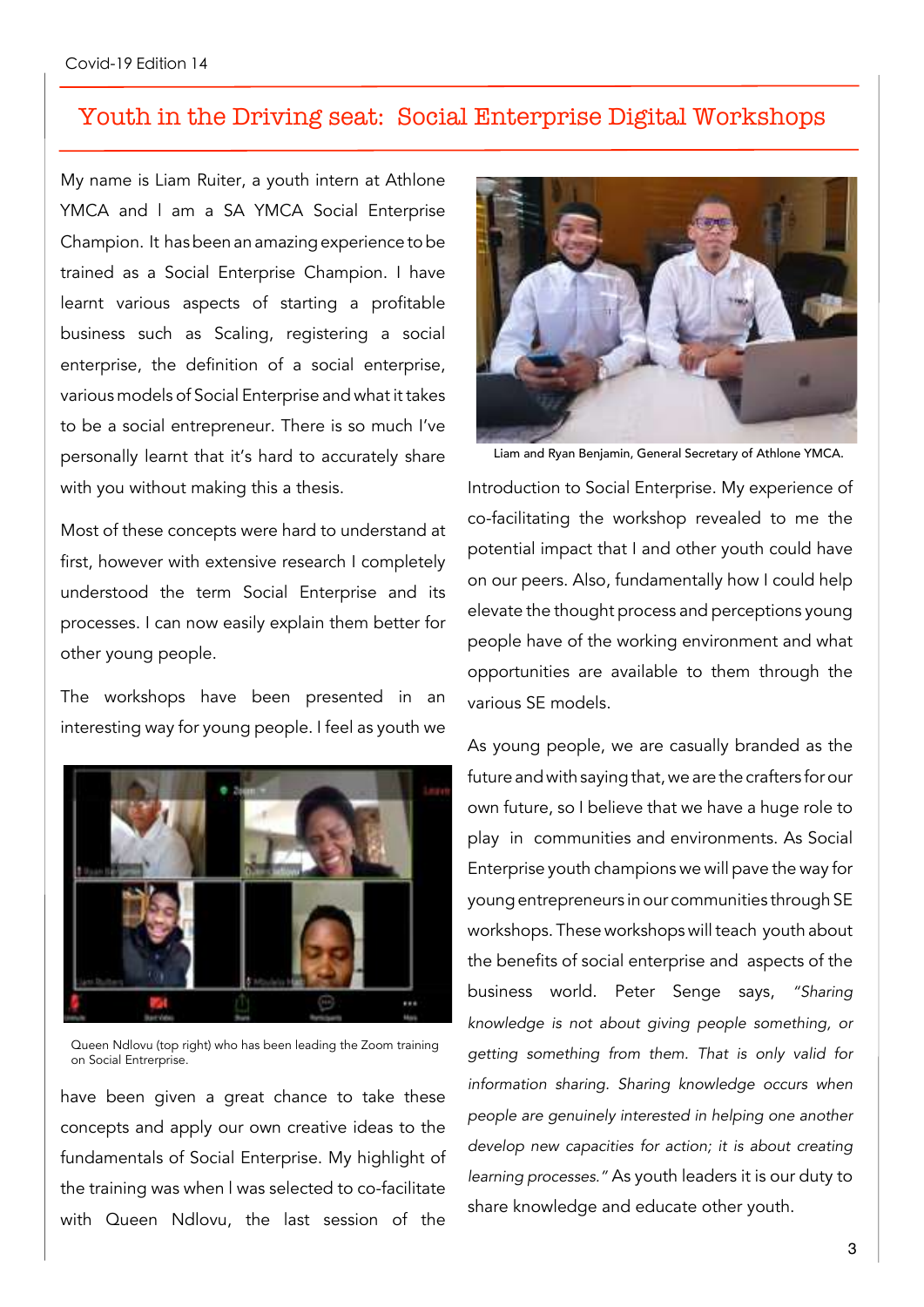# Youth in the Driving seat: Social Enterprise Digital Workshops

My name is Liam Ruiter, a youth intern at Athlone YMCA and I am a SA YMCA Social Enterprise Champion. It has been an amazing experience to be trained as a Social Enterprise Champion. I have learnt various aspects of starting a profitable business such as Scaling, registering a social enterprise, the definition of a social enterprise, various models of Social Enterprise and what it takes to be a social entrepreneur. There is so much I've personally learnt that it's hard to accurately share with you without making this a thesis.

Most of these concepts were hard to understand at first, however with extensive research I completely understood the term Social Enterprise and its processes. I can now easily explain them better for other young people.

The workshops have been presented in an interesting way for young people. I feel as youth we have been given a great chance to take these concepts and apply our own creative ideas to the fundamentals of Social Enterprise. My highlight of the training was when I was selected to co-facilitate with Queen Ndlovu, the last session of the Introduction to Social Enterprise. My experience of co-facilitating the workshop revealed to me the potential impact that I and other youth could have on our peers. Also, fundamentally how I could help elevate the thought process and perceptions young people have of the working environment and what opportunities are available to them through the various SE models.

Queen Ndlovu (top right) who has been leading the Zoom training on Social Entrerprise.

Liam and Ryan Benjamin, General Secretary of Athlone YMCA.

As young people, we are casually branded as the future and with saying that, we are the crafters for our own future, so I believe that we have a huge role to play in communities and environments. As Social Enterprise youth champions we will pave the way for young entrepreneurs in our communities through SE workshops. These workshops will teach youth about the benefits of social enterprise and aspects of the business world. Peter Senge says, *"Sharing knowledge is not about giving people something, or getting something from them. That is only valid for information sharing. Sharing knowledge occurs when people are genuinely interested in helping one another develop new capacities for action; it is about creating learning processes."* As youth leaders it is our duty to share knowledge and educate other youth.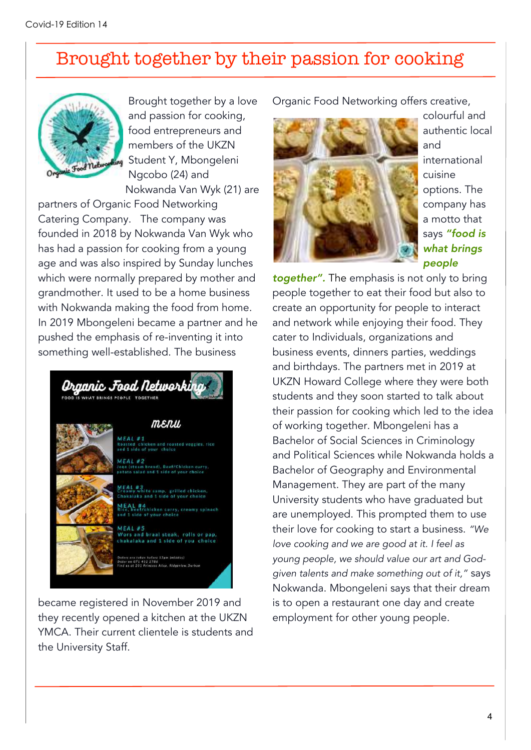# Brought together by their passion for cooking

Brought together by a love and passion for cooking, food entrepreneurs and members of the UKZN Student Y, Mbongeleni Ngcobo (24) and Nokwanda Van Wyk (21) are partners of Organic Food Networking Catering Company. The company was founded in 2018 by Nokwanda Van Wyk who has had a passion for cooking from a young age and was also inspired by Sunday lunches which were normally prepared by mother and grandmother. It used to be a home business with Nokwanda making the food from home. In 2019 Mbongeleni became a partner and he pushed the emphasis of re-inventing it into something well-established. The business became registered in November 2019 and they recently opened a kitchen at the UKZN YMCA. Their current clientele is students and the University Staff.

Organic Food Networking offers creative, colourful and authentic local and international cuisine options. The company has a motto that says ***"food is what brings people together".*** The emphasis is not only to bring people together to eat their food but also to create an opportunity for people to interact and network while enjoying their food. They cater to Individuals, organizations and business events, dinners parties, weddings and birthdays. The partners met in 2019 at UKZN Howard College where they were both students and they soon started to talk about their passion for cooking which led to the idea of working together. Mbongeleni has a Bachelor of Social Sciences in Criminology and Political Sciences while Nokwanda holds a Bachelor of Geography and Environmental Management. They are part of the many University students who have graduated but are unemployed. This prompted them to use their love for cooking to start a business. *"We love cooking and we are good at it. I feel as young people, we should value our art and God-given talents and make something out of it,"* says Nokwanda. Mbongeleni says that their dream is to open a restaurant one day and create employment for other young people.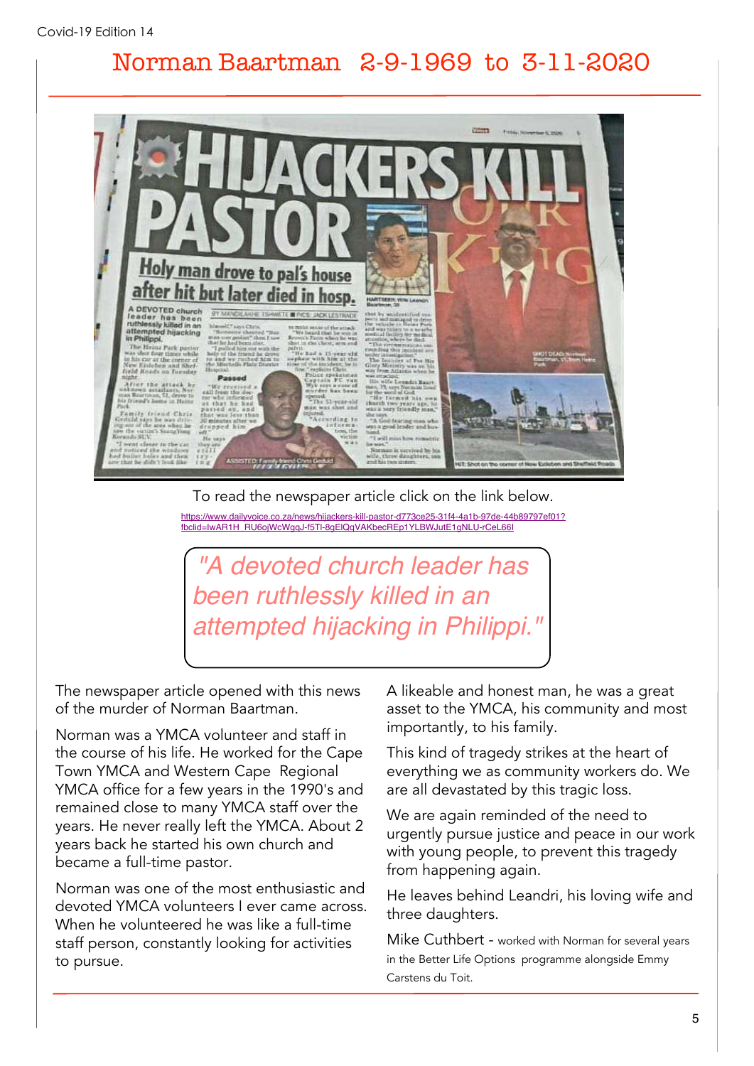# Norman Baartman 2-9-1969 to 3-11-2020

To read the newspaper article click on the link below.

https://www.dailyvoice.co.za/news/hijackers-kill-pastor-d773ce25-31f4-4a1b-97de-44b89797ef01?fbclid=IwAR1H_RU6ojWcWgqJ-f5Tl-8gElQqVAKbecREp1YLBWJutE1gNLU-rCeL66I

> *"A devoted church leader has been ruthlessly killed in an attempted hijacking in Philippi."*

The newspaper article opened with this news of the murder of Norman Baartman.

Norman was a YMCA volunteer and staff in the course of his life. He worked for the Cape Town YMCA and Western Cape Regional YMCA office for a few years in the 1990's and remained close to many YMCA staff over the years. He never really left the YMCA. About 2 years back he started his own church and became a full-time pastor.

Norman was one of the most enthusiastic and devoted YMCA volunteers I ever came across. When he volunteered he was like a full-time staff person, constantly looking for activities to pursue.

A likeable and honest man, he was a great asset to the YMCA, his community and most importantly, to his family.

This kind of tragedy strikes at the heart of everything we as community workers do. We are all devastated by this tragic loss.

We are again reminded of the need to urgently pursue justice and peace in our work with young people, to prevent this tragedy from happening again.

He leaves behind Leandri, his loving wife and three daughters.

Mike Cuthbert - worked with Norman for several years in the Better Life Options programme alongside Emmy Carstens du Toit.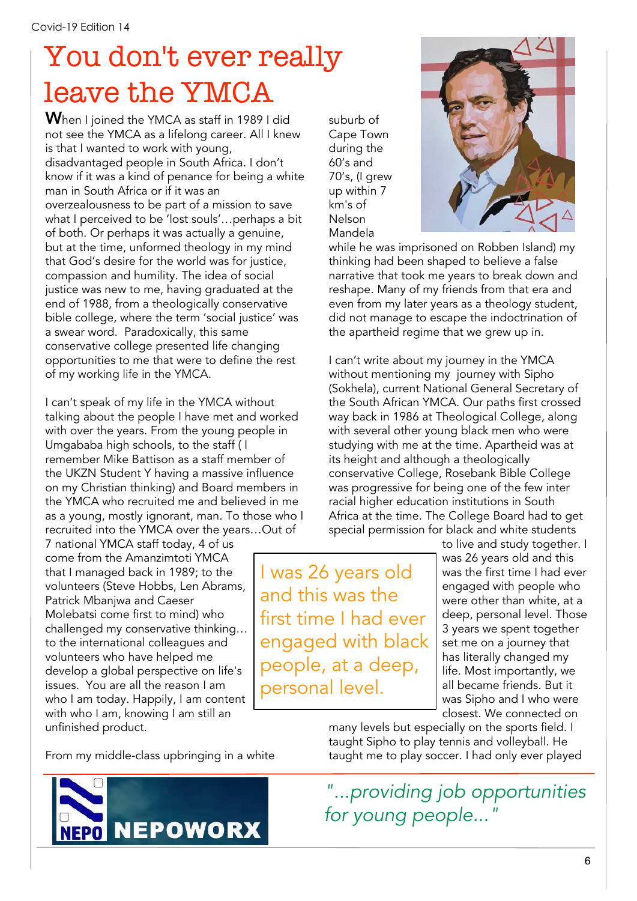# You don't ever really leave the YMCA

**W**hen I joined the YMCA as staff in 1989 I did not see the YMCA as a lifelong career. All I knew is that I wanted to work with young, disadvantaged people in South Africa. I don't know if it was a kind of penance for being a white man in South Africa or if it was an overzealousness to be part of a mission to save what I perceived to be 'lost souls'…perhaps a bit of both. Or perhaps it was actually a genuine, but at the time, unformed theology in my mind that God's desire for the world was for justice, compassion and humility. The idea of social justice was new to me, having graduated at the end of 1988, from a theologically conservative bible college, where the term 'social justice' was a swear word. Paradoxically, this same conservative college presented life changing opportunities to me that were to define the rest of my working life in the YMCA.

I can't speak of my life in the YMCA without talking about the people I have met and worked with over the years. From the young people in Umgababa high schools, to the staff ( I remember Mike Battison as a staff member of the UKZN Student Y having a massive influence on my Christian thinking) and Board members in the YMCA who recruited me and believed in me as a young, mostly ignorant, man. To those who I recruited into the YMCA over the years…Out of 7 national YMCA staff today, 4 of us come from the Amanzimtoti YMCA that I managed back in 1989; to the volunteers (Steve Hobbs, Len Abrams, Patrick Mbanjwa and Caeser Molebatsi come first to mind) who challenged my conservative thinking… to the international colleagues and volunteers who have helped me develop a global perspective on life's issues. You are all the reason I am who I am today. Happily, I am content with who I am, knowing I am still an unfinished product.

From my middle-class upbringing in a white suburb of Cape Town during the 60's and 70's, (I grew up within 7 km's of Nelson Mandela while he was imprisoned on Robben Island) my thinking had been shaped to believe a false narrative that took me years to break down and reshape. Many of my friends from that era and even from my later years as a theology student, did not manage to escape the indoctrination of the apartheid regime that we grew up in.

I can't write about my journey in the YMCA without mentioning my journey with Sipho (Sokhela), current National General Secretary of the South African YMCA. Our paths first crossed way back in 1986 at Theological College, along with several other young black men who were studying with me at the time. Apartheid was at its height and although a theologically conservative College, Rosebank Bible College was progressive for being one of the few inter racial higher education institutions in South Africa at the time. The College Board had to get special permission for black and white students to live and study together. I was 26 years old and this was the first time I had ever engaged with people who were other than white, at a deep, personal level. Those 3 years we spent together set me on a journey that has literally changed my life. Most importantly, we all became friends. But it was Sipho and I who were closest. We connected on many levels but especially on the sports field. I taught Sipho to play tennis and volleyball. He taught me to play soccer. I had only ever played

> I was 26 years old and this was the first time I had ever engaged with black people, at a deep, personal level.

NEPO NEPOWORX

*"...providing job opportunities for young people..."*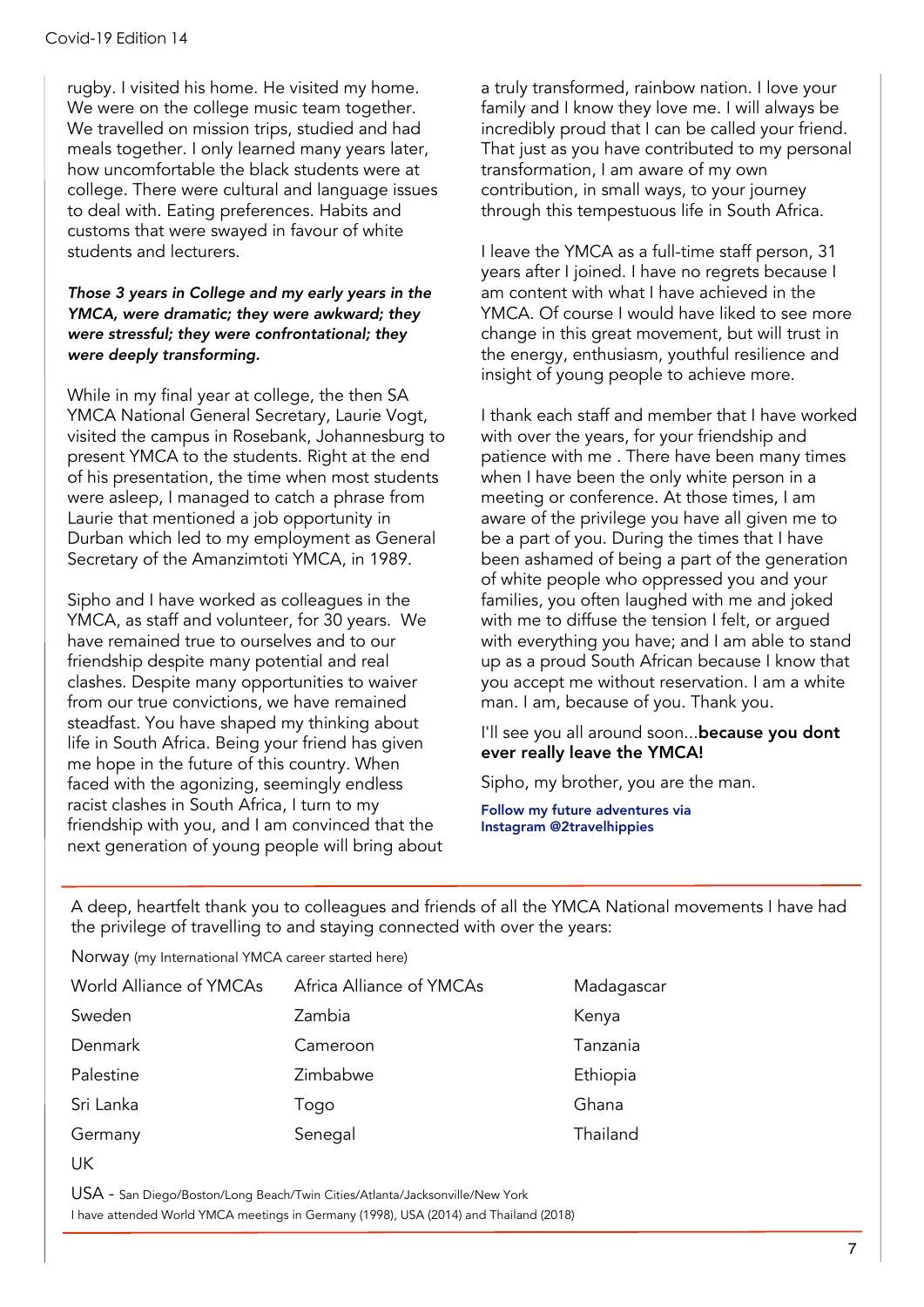rugby. I visited his home. He visited my home. We were on the college music team together. We travelled on mission trips, studied and had meals together. I only learned many years later, how uncomfortable the black students were at college. There were cultural and language issues to deal with. Eating preferences. Habits and customs that were swayed in favour of white students and lecturers.

***Those 3 years in College and my early years in the YMCA, were dramatic; they were awkward; they were stressful; they were confrontational; they were deeply transforming.***

While in my final year at college, the then SA YMCA National General Secretary, Laurie Vogt, visited the campus in Rosebank, Johannesburg to present YMCA to the students. Right at the end of his presentation, the time when most students were asleep, I managed to catch a phrase from Laurie that mentioned a job opportunity in Durban which led to my employment as General Secretary of the Amanzimtoti YMCA, in 1989.

Sipho and I have worked as colleagues in the YMCA, as staff and volunteer, for 30 years. We have remained true to ourselves and to our friendship despite many potential and real clashes. Despite many opportunities to waiver from our true convictions, we have remained steadfast. You have shaped my thinking about life in South Africa. Being your friend has given me hope in the future of this country. When faced with the agonizing, seemingly endless racist clashes in South Africa, I turn to my friendship with you, and I am convinced that the next generation of young people will bring about a truly transformed, rainbow nation. I love your family and I know they love me. I will always be incredibly proud that I can be called your friend. That just as you have contributed to my personal transformation, I am aware of my own contribution, in small ways, to your journey through this tempestuous life in South Africa.

I leave the YMCA as a full-time staff person, 31 years after I joined. I have no regrets because I am content with what I have achieved in the YMCA. Of course I would have liked to see more change in this great movement, but will trust in the energy, enthusiasm, youthful resilience and insight of young people to achieve more.

I thank each staff and member that I have worked with over the years, for your friendship and patience with me . There have been many times when I have been the only white person in a meeting or conference. At those times, I am aware of the privilege you have all given me to be a part of you. During the times that I have been ashamed of being a part of the generation of white people who oppressed you and your families, you often laughed with me and joked with me to diffuse the tension I felt, or argued with everything you have; and I am able to stand up as a proud South African because I know that you accept me without reservation. I am a white man. I am, because of you. Thank you.

I'll see you all around soon...**because you dont ever really leave the YMCA!**

Sipho, my brother, you are the man.

**Follow my future adventures via Instagram @2travelhippies**

A deep, heartfelt thank you to colleagues and friends of all the YMCA National movements I have had the privilege of travelling to and staying connected with over the years:

Norway (my International YMCA career started here)

| | | |
|---|---|---|
| World Alliance of YMCAs | Africa Alliance of YMCAs | Madagascar |
| Sweden | Zambia | Kenya |
| Denmark | Cameroon | Tanzania |
| Palestine | Zimbabwe | Ethiopia |
| Sri Lanka | Togo | Ghana |
| Germany | Senegal | Thailand |
| UK | | |

USA - San Diego/Boston/Long Beach/Twin Cities/Atlanta/Jacksonville/New York

I have attended World YMCA meetings in Germany (1998), USA (2014) and Thailand (2018)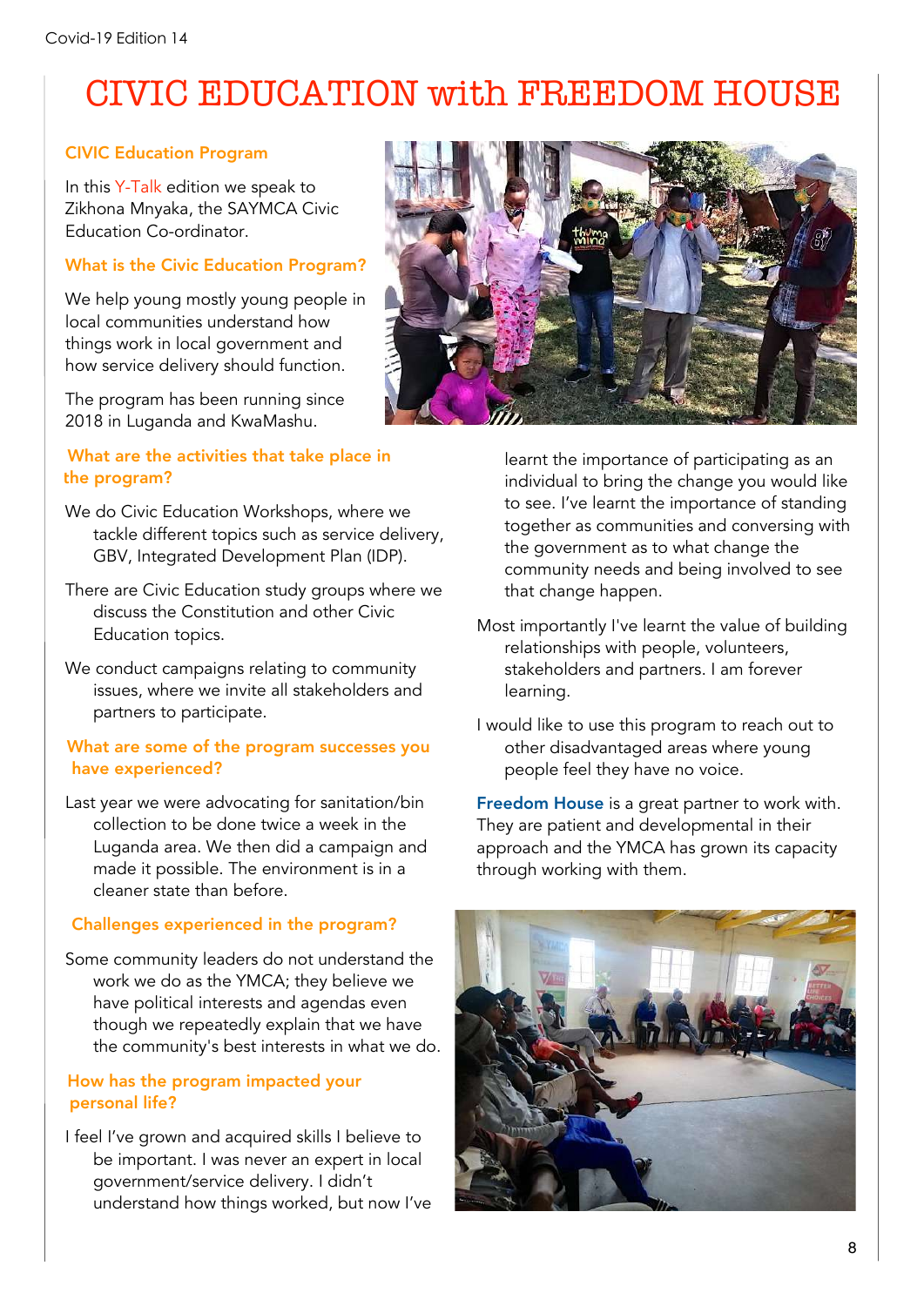# CIVIC EDUCATION with FREEDOM HOUSE

## CIVIC Education Program

In this Y-Talk edition we speak to Zikhona Mnyaka, the SAYMCA Civic Education Co-ordinator.

### What is the Civic Education Program?

We help young mostly young people in local communities understand how things work in local government and how service delivery should function.

The program has been running since 2018 in Luganda and KwaMashu.

### What are the activities that take place in the program?

We do Civic Education Workshops, where we tackle different topics such as service delivery, GBV, Integrated Development Plan (IDP).

There are Civic Education study groups where we discuss the Constitution and other Civic Education topics.

We conduct campaigns relating to community issues, where we invite all stakeholders and partners to participate.

### What are some of the program successes you have experienced?

Last year we were advocating for sanitation/bin collection to be done twice a week in the Luganda area. We then did a campaign and made it possible. The environment is in a cleaner state than before.

### Challenges experienced in the program?

Some community leaders do not understand the work we do as the YMCA; they believe we have political interests and agendas even though we repeatedly explain that we have the community's best interests in what we do.

### How has the program impacted your personal life?

I feel I've grown and acquired skills I believe to be important. I was never an expert in local government/service delivery. I didn't understand how things worked, but now I've learnt the importance of participating as an individual to bring the change you would like to see. I've learnt the importance of standing together as communities and conversing with the government as to what change the community needs and being involved to see that change happen.

Most importantly I've learnt the value of building relationships with people, volunteers, stakeholders and partners. I am forever learning.

I would like to use this program to reach out to other disadvantaged areas where young people feel they have no voice.

Freedom House is a great partner to work with. They are patient and developmental in their approach and the YMCA has grown its capacity through working with them.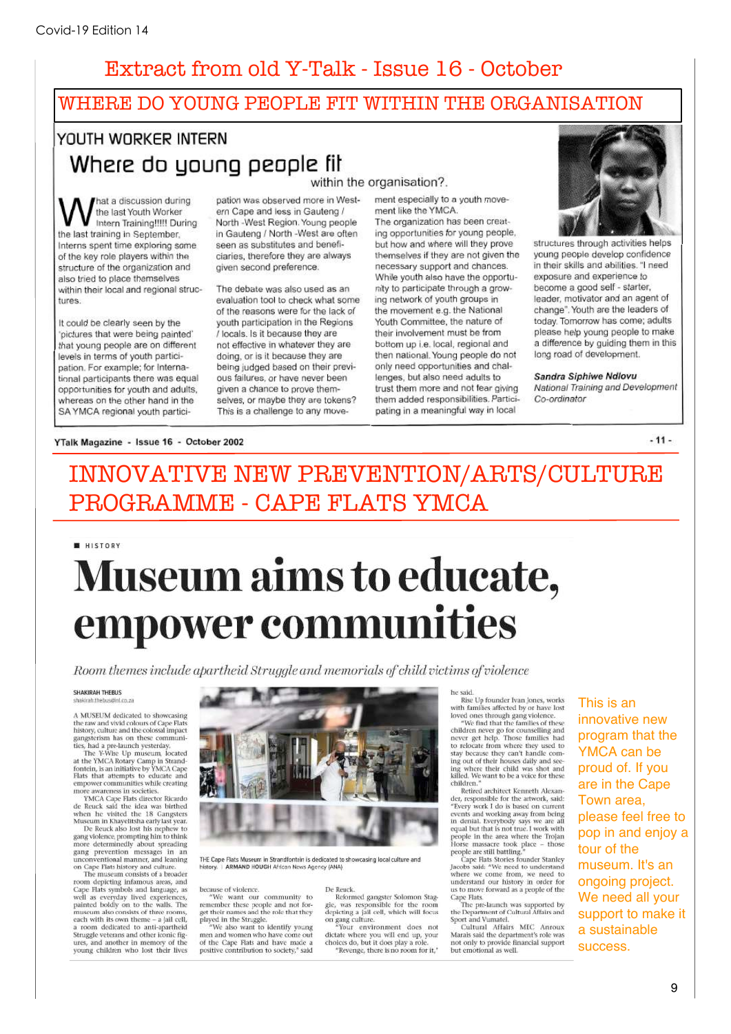# Extract from old Y-Talk - Issue 16 - October

## WHERE DO YOUNG PEOPLE FIT WITHIN THE ORGANISATION

YOUTH WORKER INTERN

### Where do young people fit within the organisation?

What a discussion during the last Youth Worker Intern Training!!!!! During the last training in September, Interns spent time exploring some of the key role players within the structure of the organization and also tried to place themselves within their local and regional structures.

It could be clearly seen by the 'pictures that were being painted' that young people are on different levels in terms of youth participation. For example; for International participants there was equal opportunities for youth and adults, whereas on the other hand in the SA YMCA regional youth participation was observed more in Western Cape and less in Gauteng / North -West Region. Young people in Gauteng / North -West are often seen as substitutes and beneficiaries, therefore they are always given second preference.

The debate was also used as an evaluation tool to check what some of the reasons were for the lack of youth participation in the Regions / locals. Is it because they are not effective in whatever they are doing, or is it because they are being judged based on their previous failures, or have never been given a chance to prove themselves, or maybe they are tokens? This is a challenge to any movement especially to a youth movement like the YMCA.

The organization has been creating opportunities for young people, but how and where will they prove themselves if they are not given the necessary support and chances. While youth also have the opportunity to participate through a growing network of youth groups in the movement e.g. the National Youth Committee, the nature of their involvement must be from bottom up i.e. local, regional and then national. Young people do not only need opportunities and challenges, but also need adults to trust them more and not fear giving them added responsibilities. Participating in a meaningful way in local structures through activities helps young people develop confidence in their skills and abilities. "I need exposure and experience to become a good self - starter, leader, motivator and an agent of change". Youth are the leaders of today. Tomorrow has come; adults please help young people to make a difference by guiding them in this long road of development.

***Sandra Siphiwe Ndlovu***
*National Training and Development Co-ordinator*

YTalk Magazine - Issue 16 - October 2002

## INNOVATIVE NEW PREVENTION/ARTS/CULTURE PROGRAMME - CAPE FLATS YMCA

HISTORY

# Museum aims to educate, empower communities

*Room themes include apartheid Struggle and memorials of child victims of violence*

SHAKIRAH THEBUS
shakirah.thebus@inl.co.za

A MUSEUM dedicated to showcasing the raw and vivid colours of Cape Flats history, culture and the colossal impact gangsterism has on these communities, had a pre-launch yesterday.

The Y-Wise Up museum, located at the YMCA Rotary Camp in Strandfontein, is an initiative by YMCA Cape Flats that attempts to educate and empower communities while creating more awareness in societies.

YMCA Cape Flats director Ricardo de Reuck said the idea was birthed when he visited the 18 Gangsters Museum in Khayelitsha early last year.

De Reuck also lost his nephew to gang violence, prompting him to think more determinedly about spreading gang prevention messages in an unconventional manner, and leaning on Cape Flats history and culture.

The museum consists of a broader room depicting infamous areas, and Cape Flats symbols and language, as well as everyday lived experiences, painted boldly on to the walls. The museum also consists of three rooms, each with its own theme – a jail cell, a room dedicated to anti-apartheid Struggle veterans and other iconic figures, and another in memory of the young children who lost their lives because of violence.

"We want our community to remember these people and not forget their names and the role that they played in the Struggle.

"We also want to identify young men and women who have come out of the Cape Flats and have made a positive contribution to society," said De Reuck.

Reformed gangster Solomon Staggie, was responsible for the room depicting a jail cell, which will focus on gang culture.

"Your environment does not dictate where you will end up, your choices do, but it does play a role.

"Revenge, there is no room for it," he said.

Rise Up founder Ivan Jones, works with families affected by or have lost loved ones through gang violence.

"We find that the families of these children never go for counselling and never get help. Those families had to relocate from where they used to stay because they can't handle coming out of their houses daily and seeing where their child was shot and killed. We want to be a voice for these children."

Retired architect Kenneth Alexander, responsible for the artwork, said: "Every work I do is based on current events and working away from being in denial. Everybody says we are all equal but that is not true. I work with people in the area where the Trojan Horse massacre took place – those people are still battling."

Cape Flats Stories founder Stanley Jacobs said: "We need to understand where we come from, we need to understand our history in order for us to move forward as a people of the Cape Flats.

The pre-launch was supported by the Department of Cultural Affairs and Sport and Vumatel.

Cultural Affairs MEC Anroux Marais said the department's role was not only to provide financial support but emotional as well.

THE Cape Flats Museum in Strandfontein is dedicated to showcasing local culture and history. | ARMAND HOUGH African News Agency (ANA)

This is an innovative new program that the YMCA can be proud of. If you are in the Cape Town area, please feel free to pop in and enjoy a tour of the museum. It's an ongoing project. We need all your support to make it a sustainable success.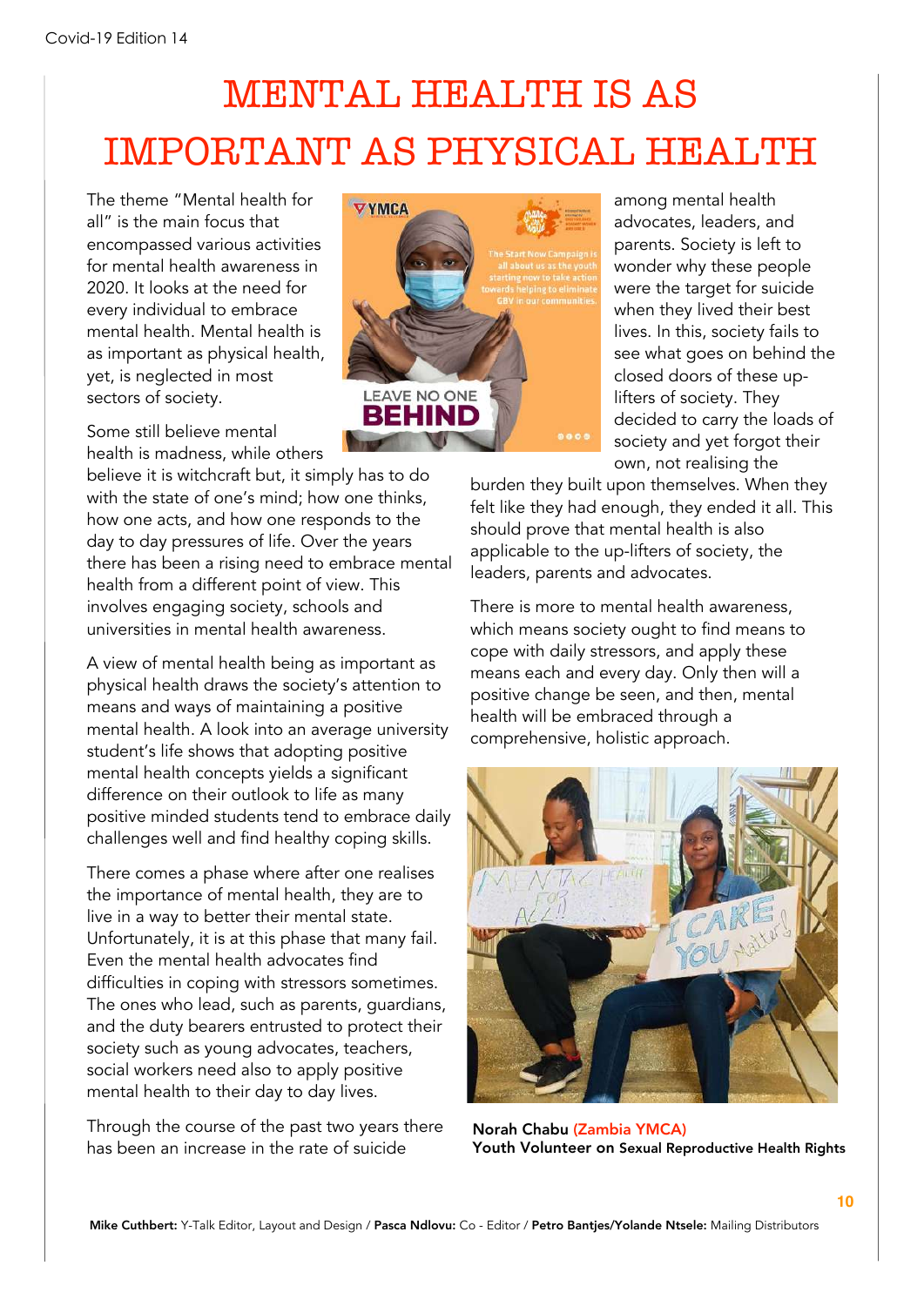# MENTAL HEALTH IS AS IMPORTANT AS PHYSICAL HEALTH

The theme "Mental health for all" is the main focus that encompassed various activities for mental health awareness in 2020. It looks at the need for every individual to embrace mental health. Mental health is as important as physical health, yet, is neglected in most sectors of society.

Some still believe mental health is madness, while others believe it is witchcraft but, it simply has to do with the state of one's mind; how one thinks, how one acts, and how one responds to the day to day pressures of life. Over the years there has been a rising need to embrace mental health from a different point of view. This involves engaging society, schools and universities in mental health awareness.

A view of mental health being as important as physical health draws the society's attention to means and ways of maintaining a positive mental health. A look into an average university student's life shows that adopting positive mental health concepts yields a significant difference on their outlook to life as many positive minded students tend to embrace daily challenges well and find healthy coping skills.

There comes a phase where after one realises the importance of mental health, they are to live in a way to better their mental state. Unfortunately, it is at this phase that many fail. Even the mental health advocates find difficulties in coping with stressors sometimes. The ones who lead, such as parents, guardians, and the duty bearers entrusted to protect their society such as young advocates, teachers, social workers need also to apply positive mental health to their day to day lives.

Through the course of the past two years there has been an increase in the rate of suicide among mental health advocates, leaders, and parents. Society is left to wonder why these people were the target for suicide when they lived their best lives. In this, society fails to see what goes on behind the closed doors of these up-lifters of society. They decided to carry the loads of society and yet forgot their own, not realising the burden they built upon themselves. When they felt like they had enough, they ended it all. This should prove that mental health is also applicable to the up-lifters of society, the leaders, parents and advocates.

There is more to mental health awareness, which means society ought to find means to cope with daily stressors, and apply these means each and every day. Only then will a positive change be seen, and then, mental health will be embraced through a comprehensive, holistic approach.

**Norah Chabu** (Zambia YMCA)
**Youth Volunteer on** Sexual Reproductive Health Rights

**Mike Cuthbert:** Y-Talk Editor, Layout and Design / **Pasca Ndlovu:** Co - Editor / **Petro Bantjes/Yolande Ntsele:** Mailing Distributors